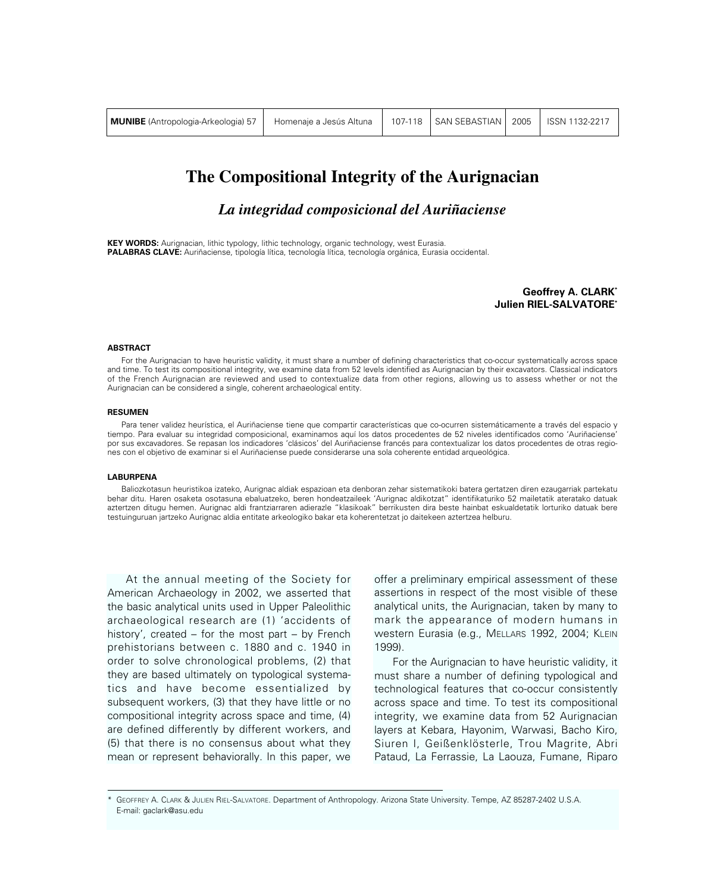# The Compositional Integrity of the Aurignacian

## *La integridad composicional del Auriñaciense*

**KEY WORDS:** Aurignacian, lithic typology, lithic technology, organic technology, west Eurasia.
**PALABRAS CLAVE:** Auriñaciense, tipología lítica, tecnología lítica, tecnología orgánica, Eurasia occidental.

**Geoffrey A. CLARK***
**Julien RIEL-SALVATORE***

### ABSTRACT

For the Aurignacian to have heuristic validity, it must share a number of defining characteristics that co-occur systematically across space and time. To test its compositional integrity, we examine data from 52 levels identified as Aurignacian by their excavators. Classical indicators of the French Aurignacian are reviewed and used to contextualize data from other regions, allowing us to assess whether or not the Aurignacian can be considered a single, coherent archaeological entity.

### RESUMEN

Para tener validez heurística, el Auriñaciense tiene que compartir características que co-ocurren sistemáticamente a través del espacio y tiempo. Para evaluar su integridad composicional, examinamos aquí los datos procedentes de 52 niveles identificados como 'Auriñaciense' por sus excavadores. Se repasan los indicadores 'clásicos' del Auriñaciense francés para contextualizar los datos procedentes de otras regiones con el objetivo de examinar si el Auriñaciense puede considerarse una sola coherente entidad arqueológica.

### LABURPENA

Baliozkotasun heuristikoa izateko, Aurignac aldiak espazioan eta denboran zehar sistematikoki batera gertatzen diren ezaugarriak partekatu behar ditu. Haren osaketa osotasuna ebaluatzeko, beren hondeatzaileek 'Aurignac aldikotzat" identifikaturiko 52 mailetatik ateratako datuak aztertzen ditugu hemen. Aurignac aldi frantziarraren adierazle "klasikoak" berrikusten dira beste hainbat eskualdetatik lorturiko datuak bere testuinguruan jartzeko Aurignac aldia entitate arkeologiko bakar eta koherentetzat jo daitekeen aztertzea helburu.

At the annual meeting of the Society for American Archaeology in 2002, we asserted that the basic analytical units used in Upper Paleolithic archaeological research are (1) 'accidents of history', created – for the most part – by French prehistorians between c. 1880 and c. 1940 in order to solve chronological problems, (2) that they are based ultimately on typological systematics and have become essentialized by subsequent workers, (3) that they have little or no compositional integrity across space and time, (4) are defined differently by different workers, and (5) that there is no consensus about what they mean or represent behaviorally. In this paper, we offer a preliminary empirical assessment of these assertions in respect of the most visible of these analytical units, the Aurignacian, taken by many to mark the appearance of modern humans in western Eurasia (e.g., MELLARS 1992, 2004; KLEIN 1999).

For the Aurignacian to have heuristic validity, it must share a number of defining typological and technological features that co-occur consistently across space and time. To test its compositional integrity, we examine data from 52 Aurignacian layers at Kebara, Hayonim, Warwasi, Bacho Kiro, Siuren I, Geißenklösterle, Trou Magrite, Abri Pataud, La Ferrassie, La Laouza, Fumane, Riparo

---

* GEOFFREY A. CLARK & JULIEN RIEL-SALVATORE. Department of Anthropology. Arizona State University. Tempe, AZ 85287-2402 U.S.A.
E-mail: gaclark@asu.edu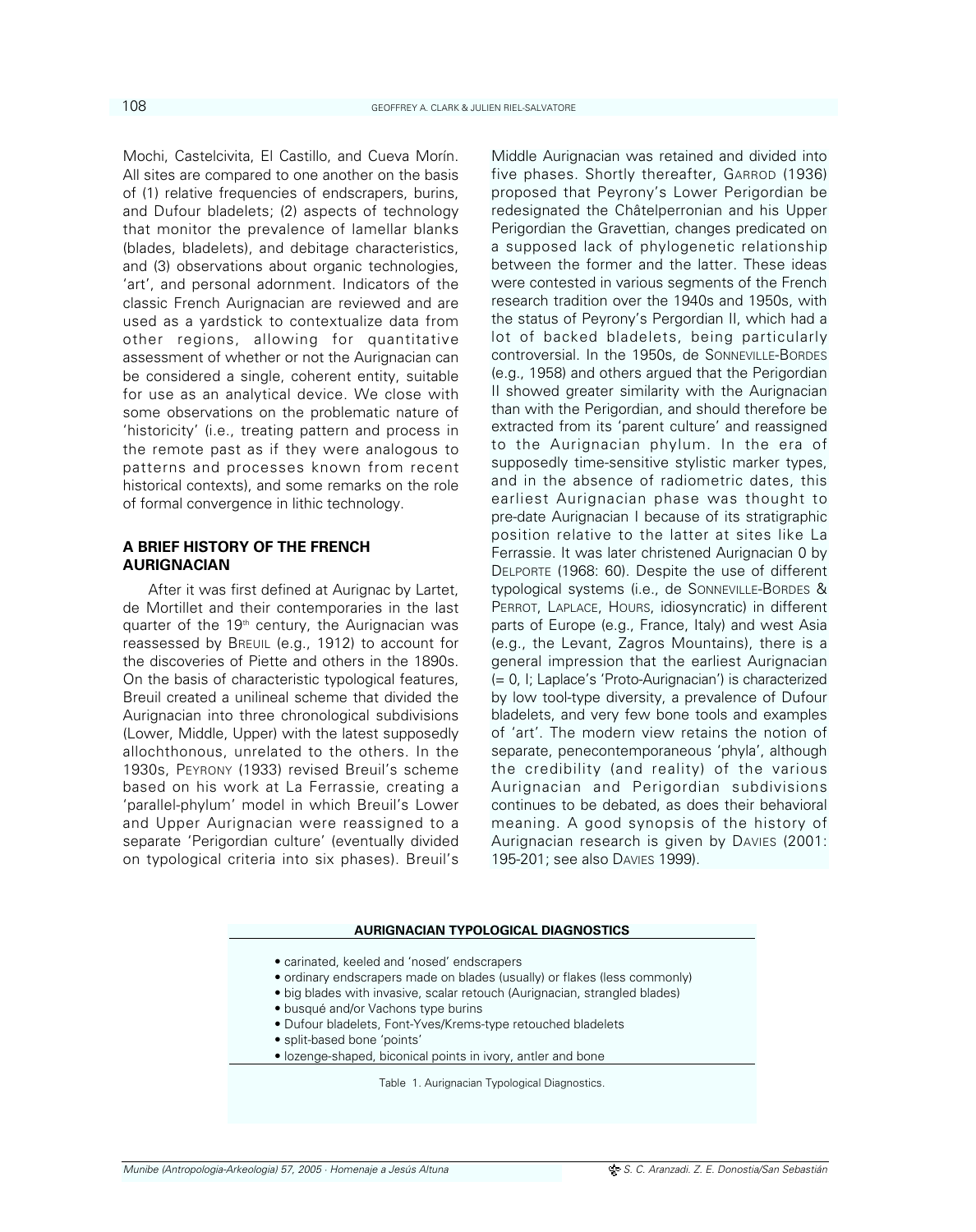Mochi, Castelcivita, El Castillo, and Cueva Morín. All sites are compared to one another on the basis of (1) relative frequencies of endscrapers, burins, and Dufour bladelets; (2) aspects of technology that monitor the prevalence of lamellar blanks (blades, bladelets), and debitage characteristics, and (3) observations about organic technologies, 'art', and personal adornment. Indicators of the classic French Aurignacian are reviewed and are used as a yardstick to contextualize data from other regions, allowing for quantitative assessment of whether or not the Aurignacian can be considered a single, coherent entity, suitable for use as an analytical device. We close with some observations on the problematic nature of 'historicity' (i.e., treating pattern and process in the remote past as if they were analogous to patterns and processes known from recent historical contexts), and some remarks on the role of formal convergence in lithic technology.

## A BRIEF HISTORY OF THE FRENCH AURIGNACIAN

After it was first defined at Aurignac by Lartet, de Mortillet and their contemporaries in the last quarter of the 19th century, the Aurignacian was reassessed by BREUIL (e.g., 1912) to account for the discoveries of Piette and others in the 1890s. On the basis of characteristic typological features, Breuil created a unilineal scheme that divided the Aurignacian into three chronological subdivisions (Lower, Middle, Upper) with the latest supposedly allochthonous, unrelated to the others. In the 1930s, PEYRONY (1933) revised Breuil's scheme based on his work at La Ferrassie, creating a 'parallel-phylum' model in which Breuil's Lower and Upper Aurignacian were reassigned to a separate 'Perigordian culture' (eventually divided on typological criteria into six phases). Breuil's Middle Aurignacian was retained and divided into five phases. Shortly thereafter, GARROD (1936) proposed that Peyrony's Lower Perigordian be redesignated the Châtelperronian and his Upper Perigordian the Gravettian, changes predicated on a supposed lack of phylogenetic relationship between the former and the latter. These ideas were contested in various segments of the French research tradition over the 1940s and 1950s, with the status of Peyrony's Pergordian II, which had a lot of backed bladelets, being particularly controversial. In the 1950s, de SONNEVILLE-BORDES (e.g., 1958) and others argued that the Perigordian II showed greater similarity with the Aurignacian than with the Perigordian, and should therefore be extracted from its 'parent culture' and reassigned to the Aurignacian phylum. In the era of supposedly time-sensitive stylistic marker types, and in the absence of radiometric dates, this earliest Aurignacian phase was thought to pre-date Aurignacian I because of its stratigraphic position relative to the latter at sites like La Ferrassie. It was later christened Aurignacian 0 by DELPORTE (1968: 60). Despite the use of different typological systems (i.e., de SONNEVILLE-BORDES & PERROT, LAPLACE, HOURS, idiosyncratic) in different parts of Europe (e.g., France, Italy) and west Asia (e.g., the Levant, Zagros Mountains), there is a general impression that the earliest Aurignacian (= 0, I; Laplace's 'Proto-Aurignacian') is characterized by low tool-type diversity, a prevalence of Dufour bladelets, and very few bone tools and examples of 'art'. The modern view retains the notion of separate, penecontemporaneous 'phyla', although the credibility (and reality) of the various Aurignacian and Perigordian subdivisions continues to be debated, as does their behavioral meaning. A good synopsis of the history of Aurignacian research is given by DAVIES (2001: 195-201; see also DAVIES 1999).

| AURIGNACIAN TYPOLOGICAL DIAGNOSTICS |
|---|
| • carinated, keeled and 'nosed' endscrapers |
| • ordinary endscrapers made on blades (usually) or flakes (less commonly) |
| • big blades with invasive, scalar retouch (Aurignacian, strangled blades) |
| • busqué and/or Vachons type burins |
| • Dufour bladelets, Font-Yves/Krems-type retouched bladelets |
| • split-based bone 'points' |
| • lozenge-shaped, biconical points in ivory, antler and bone |

Table 1. Aurignacian Typological Diagnostics.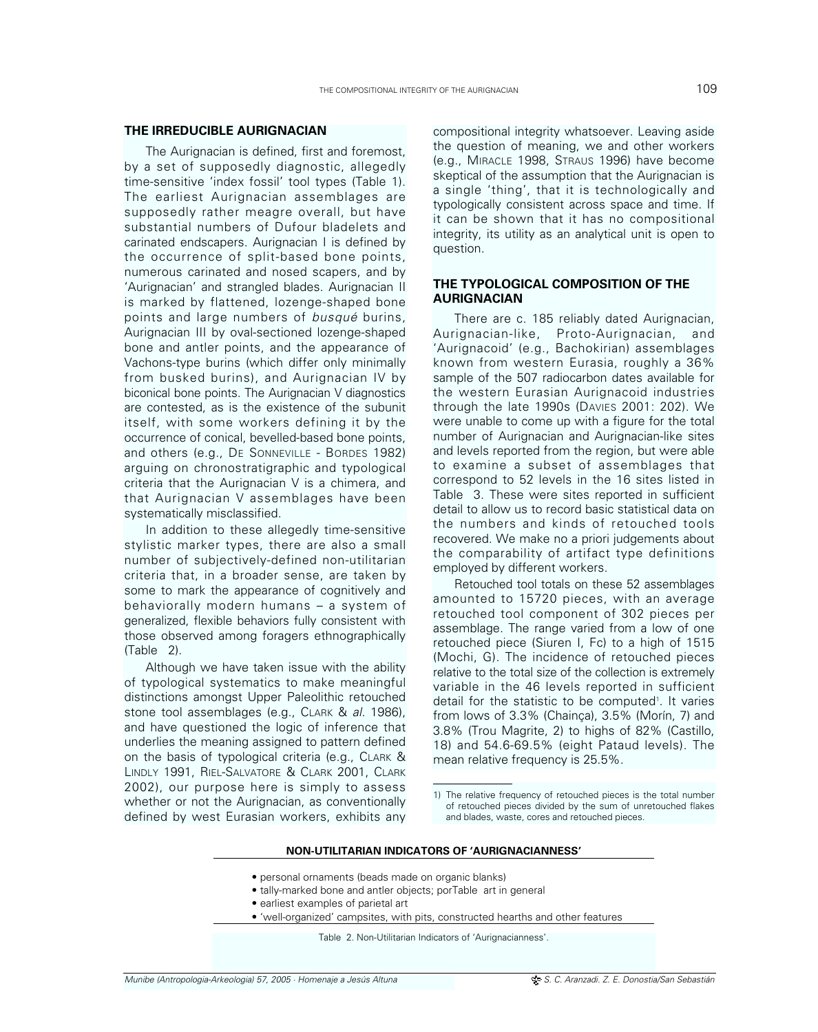## THE IRREDUCIBLE AURIGNACIAN

The Aurignacian is defined, first and foremost, by a set of supposedly diagnostic, allegedly time-sensitive 'index fossil' tool types (Table 1). The earliest Aurignacian assemblages are supposedly rather meagre overall, but have substantial numbers of Dufour bladelets and carinated endscapers. Aurignacian I is defined by the occurrence of split-based bone points, numerous carinated and nosed scapers, and by 'Aurignacian' and strangled blades. Aurignacian II is marked by flattened, lozenge-shaped bone points and large numbers of *busqué* burins, Aurignacian III by oval-sectioned lozenge-shaped bone and antler points, and the appearance of Vachons-type burins (which differ only minimally from busked burins), and Aurignacian IV by biconical bone points. The Aurignacian V diagnostics are contested, as is the existence of the subunit itself, with some workers defining it by the occurrence of conical, bevelled-based bone points, and others (e.g., DE SONNEVILLE - BORDES 1982) arguing on chronostratigraphic and typological criteria that the Aurignacian V is a chimera, and that Aurignacian V assemblages have been systematically misclassified.

In addition to these allegedly time-sensitive stylistic marker types, there are also a small number of subjectively-defined non-utilitarian criteria that, in a broader sense, are taken by some to mark the appearance of cognitively and behaviorally modern humans – a system of generalized, flexible behaviors fully consistent with those observed among foragers ethnographically (Table 2).

Although we have taken issue with the ability of typological systematics to make meaningful distinctions amongst Upper Paleolithic retouched stone tool assemblages (e.g., CLARK & *al.* 1986), and have questioned the logic of inference that underlies the meaning assigned to pattern defined on the basis of typological criteria (e.g., CLARK & LINDLY 1991, RIEL-SALVATORE & CLARK 2001, CLARK 2002), our purpose here is simply to assess whether or not the Aurignacian, as conventionally defined by west Eurasian workers, exhibits any compositional integrity whatsoever. Leaving aside the question of meaning, we and other workers (e.g., MIRACLE 1998, STRAUS 1996) have become skeptical of the assumption that the Aurignacian is a single 'thing', that it is technologically and typologically consistent across space and time. If it can be shown that it has no compositional integrity, its utility as an analytical unit is open to question.

## THE TYPOLOGICAL COMPOSITION OF THE AURIGNACIAN

There are c. 185 reliably dated Aurignacian, Aurignacian-like, Proto-Aurignacian, and 'Aurignacoid' (e.g., Bachokirian) assemblages known from western Eurasia, roughly a 36% sample of the 507 radiocarbon dates available for the western Eurasian Aurignacoid industries through the late 1990s (DAVIES 2001: 202). We were unable to come up with a figure for the total number of Aurignacian and Aurignacian-like sites and levels reported from the region, but were able to examine a subset of assemblages that correspond to 52 levels in the 16 sites listed in Table 3. These were sites reported in sufficient detail to allow us to record basic statistical data on the numbers and kinds of retouched tools recovered. We make no a priori judgements about the comparability of artifact type definitions employed by different workers.

Retouched tool totals on these 52 assemblages amounted to 15720 pieces, with an average retouched tool component of 302 pieces per assemblage. The range varied from a low of one retouched piece (Siuren I, Fc) to a high of 1515 (Mochi, G). The incidence of retouched pieces relative to the total size of the collection is extremely variable in the 46 levels reported in sufficient detail for the statistic to be computed[1]. It varies from lows of 3.3% (Chainça), 3.5% (Morín, 7) and 3.8% (Trou Magrite, 2) to highs of 82% (Castillo, 18) and 54.6-69.5% (eight Pataud levels). The mean relative frequency is 25.5%.

1) The relative frequency of retouched pieces is the total number of retouched pieces divided by the sum of unretouched flakes and blades, waste, cores and retouched pieces.

**NON-UTILITARIAN INDICATORS OF 'AURIGNACIANNESS'**

- personal ornaments (beads made on organic blanks)
- tally-marked bone and antler objects; porTable art in general
- earliest examples of parietal art
- 'well-organized' campsites, with pits, constructed hearths and other features

Table 2. Non-Utilitarian Indicators of 'Aurignacianness'.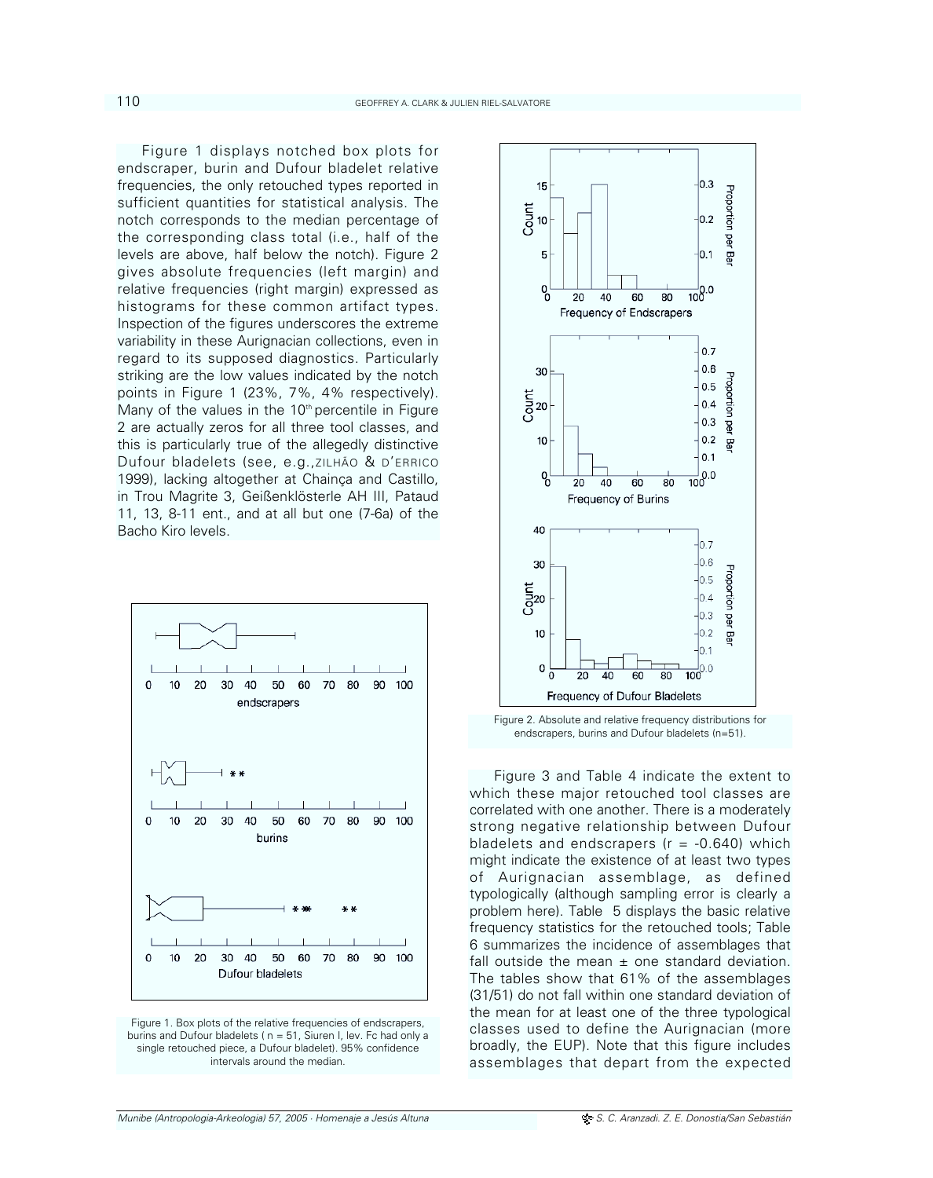Figure 1 displays notched box plots for endscraper, burin and Dufour bladelet relative frequencies, the only retouched types reported in sufficient quantities for statistical analysis. The notch corresponds to the median percentage of the corresponding class total (i.e., half of the levels are above, half below the notch). Figure 2 gives absolute frequencies (left margin) and relative frequencies (right margin) expressed as histograms for these common artifact types. Inspection of the figures underscores the extreme variability in these Aurignacian collections, even in regard to its supposed diagnostics. Particularly striking are the low values indicated by the notch points in Figure 1 (23%, 7%, 4% respectively). Many of the values in the 10th percentile in Figure 2 are actually zeros for all three tool classes, and this is particularly true of the allegedly distinctive Dufour bladelets (see, e.g., ZILHÃO & D'ERRICO 1999), lacking altogether at Chainça and Castillo, in Trou Magrite 3, Geißenklösterle AH III, Pataud 11, 13, 8-11 ent., and at all but one (7-6a) of the Bacho Kiro levels.

Figure 1. Box plots of the relative frequencies of endscrapers, burins and Dufour bladelets ( n = 51, Siuren I, lev. Fc had only a single retouched piece, a Dufour bladelet). 95% confidence intervals around the median.

Figure 2. Absolute and relative frequency distributions for endscrapers, burins and Dufour bladelets (n=51).

Figure 3 and Table 4 indicate the extent to which these major retouched tool classes are correlated with one another. There is a moderately strong negative relationship between Dufour bladelets and endscrapers (r = -0.640) which might indicate the existence of at least two types of Aurignacian assemblage, as defined typologically (although sampling error is clearly a problem here). Table 5 displays the basic relative frequency statistics for the retouched tools; Table 6 summarizes the incidence of assemblages that fall outside the mean ± one standard deviation. The tables show that 61% of the assemblages (31/51) do not fall within one standard deviation of the mean for at least one of the three typological classes used to define the Aurignacian (more broadly, the EUP). Note that this figure includes assemblages that depart from the expected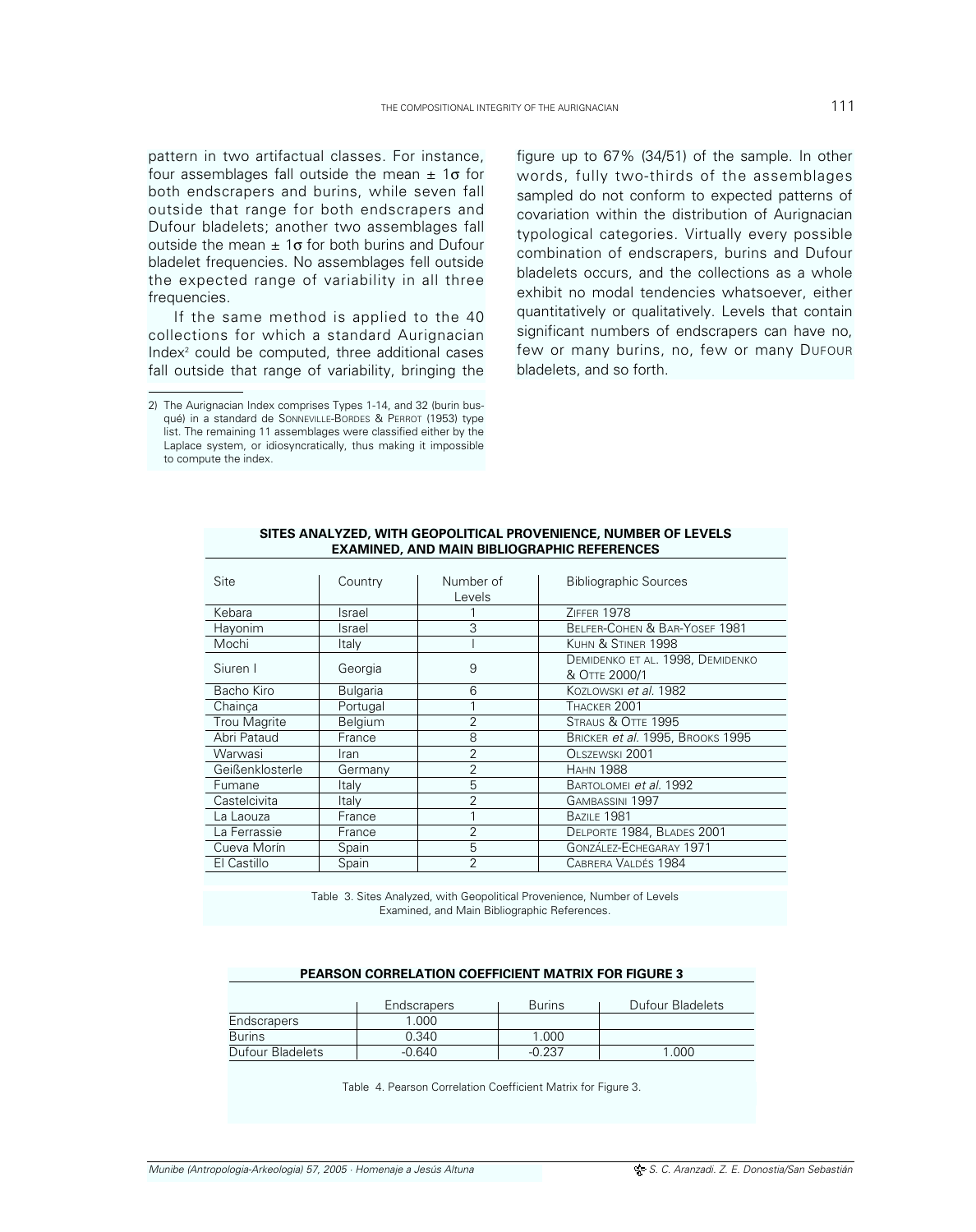pattern in two artifactual classes. For instance, four assemblages fall outside the mean ± 1σ for both endscrapers and burins, while seven fall outside that range for both endscrapers and Dufour bladelets; another two assemblages fall outside the mean ± 1σ for both burins and Dufour bladelet frequencies. No assemblages fell outside the expected range of variability in all three frequencies.

If the same method is applied to the 40 collections for which a standard Aurignacian Index[2] could be computed, three additional cases fall outside that range of variability, bringing the figure up to 67% (34/51) of the sample. In other words, fully two-thirds of the assemblages sampled do not conform to expected patterns of covariation within the distribution of Aurignacian typological categories. Virtually every possible combination of endscrapers, burins and Dufour bladelets occurs, and the collections as a whole exhibit no modal tendencies whatsoever, either quantitatively or qualitatively. Levels that contain significant numbers of endscrapers can have no, few or many burins, no, few or many DUFOUR bladelets, and so forth.

2) The Aurignacian Index comprises Types 1-14, and 32 (burin busqué) in a standard de SONNEVILLE-BORDES & PERROT (1953) type list. The remaining 11 assemblages were classified either by the Laplace system, or idiosyncratically, thus making it impossible to compute the index.

**SITES ANALYZED, WITH GEOPOLITICAL PROVENIENCE, NUMBER OF LEVELS EXAMINED, AND MAIN BIBLIOGRAPHIC REFERENCES**

| Site | Country | Number of Levels | Bibliographic Sources |
|---|---|---|---|
| Kebara | Israel | 1 | ZIFFER 1978 |
| Hayonim | Israel | 3 | BELFER-COHEN & BAR-YOSEF 1981 |
| Mochi | Italy | I | KUHN & STINER 1998 |
| Siuren I | Georgia | 9 | DEMIDENKO ET AL. 1998, DEMIDENKO & OTTE 2000/1 |
| Bacho Kiro | Bulgaria | 6 | KOZLOWSKI *et al.* 1982 |
| Chainça | Portugal | 1 | THACKER 2001 |
| Trou Magrite | Belgium | 2 | STRAUS & OTTE 1995 |
| Abri Pataud | France | 8 | BRICKER *et al.* 1995, BROOKS 1995 |
| Warwasi | Iran | 2 | OLSZEWSKI 2001 |
| Geißenklosterle | Germany | 2 | HAHN 1988 |
| Fumane | Italy | 5 | BARTOLOMEI *et al.* 1992 |
| Castelcivita | Italy | 2 | GAMBASSINI 1997 |
| La Laouza | France | 1 | BAZILE 1981 |
| La Ferrassie | France | 2 | DELPORTE 1984, BLADES 2001 |
| Cueva Morín | Spain | 5 | GONZÁLEZ-ECHEGARAY 1971 |
| El Castillo | Spain | 2 | CABRERA VALDÉS 1984 |

Table 3. Sites Analyzed, with Geopolitical Provenience, Number of Levels Examined, and Main Bibliographic References.

**PEARSON CORRELATION COEFFICIENT MATRIX FOR FIGURE 3**

| | Endscrapers | Burins | Dufour Bladelets |
|---|---|---|---|
| Endscrapers | 1.000 | | |
| Burins | 0.340 | 1.000 | |
| Dufour Bladelets | -0.640 | -0.237 | 1.000 |

Table 4. Pearson Correlation Coefficient Matrix for Figure 3.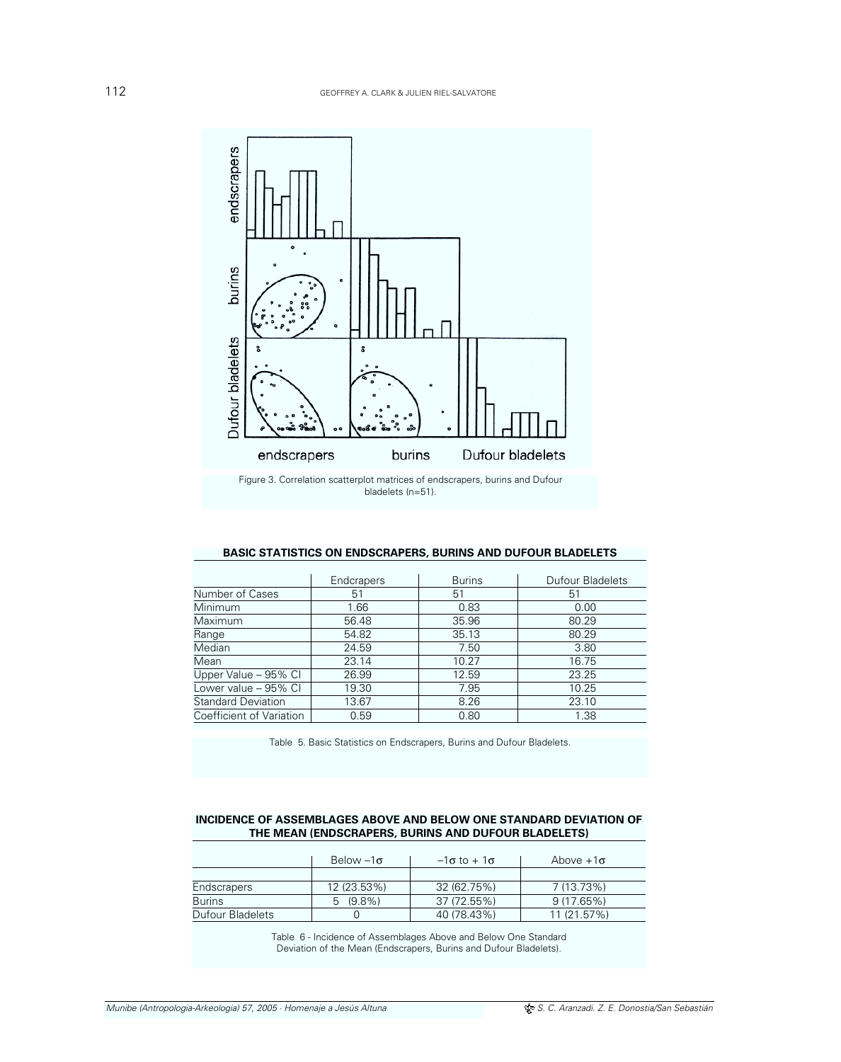Figure 3. Correlation scatterplot matrices of endscrapers, burins and Dufour bladelets (n=51).

**BASIC STATISTICS ON ENDSCRAPERS, BURINS AND DUFOUR BLADELETS**

| | Endcrapers | Burins | Dufour Bladelets |
|---|---|---|---|
| Number of Cases | 51 | 51 | 51 |
| Minimum | 1.66 | 0.83 | 0.00 |
| Maximum | 56.48 | 35.96 | 80.29 |
| Range | 54.82 | 35.13 | 80.29 |
| Median | 24.59 | 7.50 | 3.80 |
| Mean | 23.14 | 10.27 | 16.75 |
| Upper Value – 95% CI | 26.99 | 12.59 | 23.25 |
| Lower value – 95% CI | 19.30 | 7.95 | 10.25 |
| Standard Deviation | 13.67 | 8.26 | 23.10 |
| Coefficient of Variation | 0.59 | 0.80 | 1.38 |

Table 5. Basic Statistics on Endscrapers, Burins and Dufour Bladelets.

**INCIDENCE OF ASSEMBLAGES ABOVE AND BELOW ONE STANDARD DEVIATION OF THE MEAN (ENDSCRAPERS, BURINS AND DUFOUR BLADELETS)**

| | Below $-1\sigma$ | $-1\sigma$ to $+1\sigma$ | Above $+1\sigma$ |
|---|---|---|---|
| Endscrapers | 12 (23.53%) | 32 (62.75%) | 7 (13.73%) |
| Burins | 5 (9.8%) | 37 (72.55%) | 9 (17.65%) |
| Dufour Bladelets | 0 | 40 (78.43%) | 11 (21.57%) |

Table 6 - Incidence of Assemblages Above and Below One Standard Deviation of the Mean (Endscrapers, Burins and Dufour Bladelets).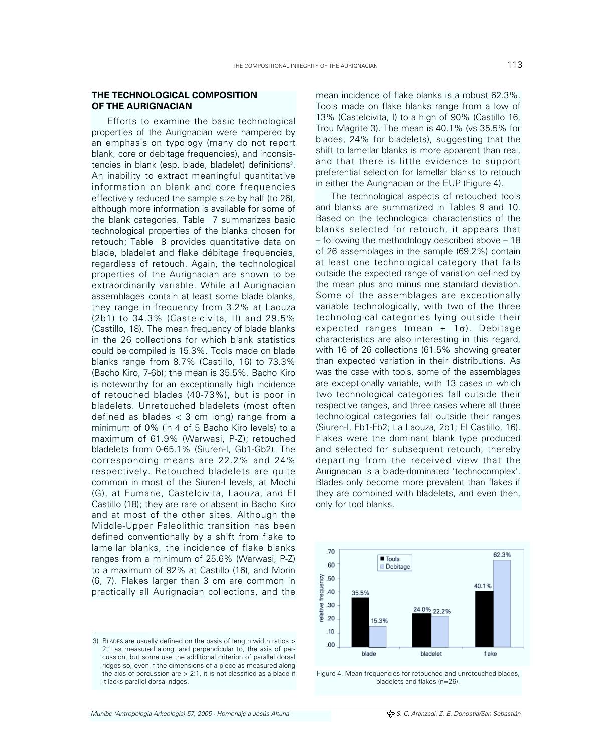## THE TECHNOLOGICAL COMPOSITION OF THE AURIGNACIAN

Efforts to examine the basic technological properties of the Aurignacian were hampered by an emphasis on typology (many do not report blank, core or debitage frequencies), and inconsistencies in blank (esp. blade, bladelet) definitions[3]. An inability to extract meaningful quantitative information on blank and core frequencies effectively reduced the sample size by half (to 26), although more information is available for some of the blank categories. Table 7 summarizes basic technological properties of the blanks chosen for retouch; Table 8 provides quantitative data on blade, bladelet and flake débitage frequencies, regardless of retouch. Again, the technological properties of the Aurignacian are shown to be extraordinarily variable. While all Aurignacian assemblages contain at least some blade blanks, they range in frequency from 3.2% at Laouza (2b1) to 34.3% (Castelcivita, II) and 29.5% (Castillo, 18). The mean frequency of blade blanks in the 26 collections for which blank statistics could be compiled is 15.3%. Tools made on blade blanks range from 8.7% (Castillo, 16) to 73.3% (Bacho Kiro, 7-6b); the mean is 35.5%. Bacho Kiro is noteworthy for an exceptionally high incidence of retouched blades (40-73%), but is poor in bladelets. Unretouched bladelets (most often defined as blades < 3 cm long) range from a minimum of 0% (in 4 of 5 Bacho Kiro levels) to a maximum of 61.9% (Warwasi, P-Z); retouched bladelets from 0-65.1% (Siuren-I, Gb1-Gb2). The corresponding means are 22.2% and 24% respectively. Retouched bladelets are quite common in most of the Siuren-I levels, at Mochi (G), at Fumane, Castelcivita, Laouza, and El Castillo (18); they are rare or absent in Bacho Kiro and at most of the other sites. Although the Middle-Upper Paleolithic transition has been defined conventionally by a shift from flake to lamellar blanks, the incidence of flake blanks ranges from a minimum of 25.6% (Warwasi, P-Z) to a maximum of 92% at Castillo (16), and Morin (6, 7). Flakes larger than 3 cm are common in practically all Aurignacian collections, and the mean incidence of flake blanks is a robust 62.3%. Tools made on flake blanks range from a low of 13% (Castelcivita, I) to a high of 90% (Castillo 16, Trou Magrite 3). The mean is 40.1% (vs 35.5% for blades, 24% for bladelets), suggesting that the shift to lamellar blanks is more apparent than real, and that there is little evidence to support preferential selection for lamellar blanks to retouch in either the Aurignacian or the EUP (Figure 4).

The technological aspects of retouched tools and blanks are summarized in Tables 9 and 10. Based on the technological characteristics of the blanks selected for retouch, it appears that – following the methodology described above – 18 of 26 assemblages in the sample (69.2%) contain at least one technological category that falls outside the expected range of variation defined by the mean plus and minus one standard deviation. Some of the assemblages are exceptionally variable technologically, with two of the three technological categories lying outside their expected ranges (mean ± 1σ). Debitage characteristics are also interesting in this regard, with 16 of 26 collections (61.5% showing greater than expected variation in their distributions. As was the case with tools, some of the assemblages are exceptionally variable, with 13 cases in which two technological categories fall outside their respective ranges, and three cases where all three technological categories fall outside their ranges (Siuren-I, Fb1-Fb2; La Laouza, 2b1; El Castillo, 16). Flakes were the dominant blank type produced and selected for subsequent retouch, thereby departing from the received view that the Aurignacian is a blade-dominated 'technocomplex'. Blades only become more prevalent than flakes if they are combined with bladelets, and even then, only for tool blanks.

Figure 4. Mean frequencies for retouched and unretouched blades, bladelets and flakes (n=26).

---

3) BLADES are usually defined on the basis of length:width ratios > 2:1 as measured along, and perpendicular to, the axis of percussion, but some use the additional criterion of parallel dorsal ridges so, even if the dimensions of a piece as measured along the axis of percussion are > 2:1, it is not classified as a blade if it lacks parallel dorsal ridges.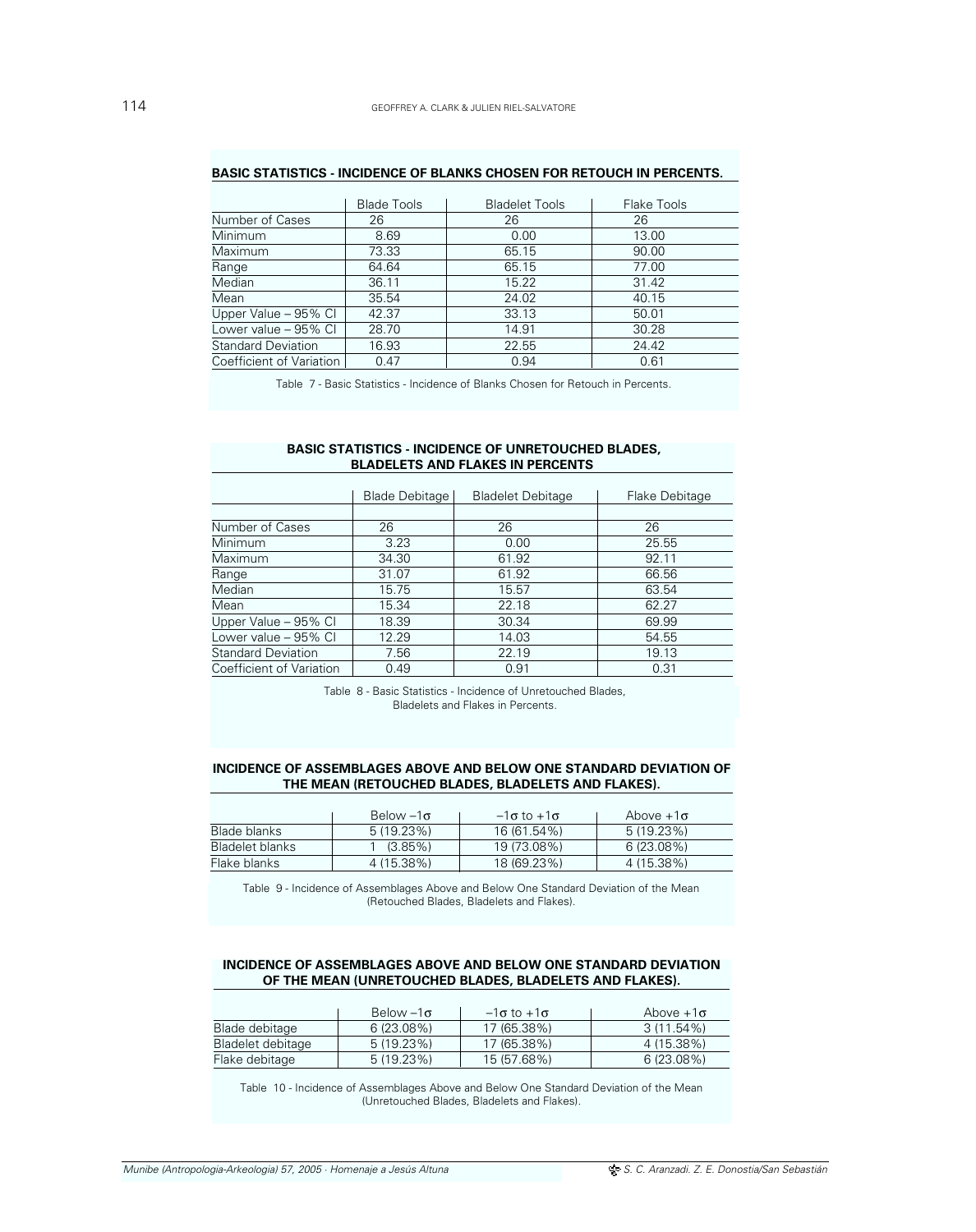**BASIC STATISTICS - INCIDENCE OF BLANKS CHOSEN FOR RETOUCH IN PERCENTS.**

| | Blade Tools | Bladelet Tools | Flake Tools |
|---|---|---|---|
| Number of Cases | 26 | 26 | 26 |
| Minimum | 8.69 | 0.00 | 13.00 |
| Maximum | 73.33 | 65.15 | 90.00 |
| Range | 64.64 | 65.15 | 77.00 |
| Median | 36.11 | 15.22 | 31.42 |
| Mean | 35.54 | 24.02 | 40.15 |
| Upper Value – 95% CI | 42.37 | 33.13 | 50.01 |
| Lower value – 95% CI | 28.70 | 14.91 | 30.28 |
| Standard Deviation | 16.93 | 22.55 | 24.42 |
| Coefficient of Variation | 0.47 | 0.94 | 0.61 |

Table 7 - Basic Statistics - Incidence of Blanks Chosen for Retouch in Percents.

**BASIC STATISTICS - INCIDENCE OF UNRETOUCHED BLADES, BLADELETS AND FLAKES IN PERCENTS**

| | Blade Debitage | Bladelet Debitage | Flake Debitage |
|---|---|---|---|
| Number of Cases | 26 | 26 | 26 |
| Minimum | 3.23 | 0.00 | 25.55 |
| Maximum | 34.30 | 61.92 | 92.11 |
| Range | 31.07 | 61.92 | 66.56 |
| Median | 15.75 | 15.57 | 63.54 |
| Mean | 15.34 | 22.18 | 62.27 |
| Upper Value – 95% CI | 18.39 | 30.34 | 69.99 |
| Lower value – 95% CI | 12.29 | 14.03 | 54.55 |
| Standard Deviation | 7.56 | 22.19 | 19.13 |
| Coefficient of Variation | 0.49 | 0.91 | 0.31 |

Table 8 - Basic Statistics - Incidence of Unretouched Blades, Bladelets and Flakes in Percents.

**INCIDENCE OF ASSEMBLAGES ABOVE AND BELOW ONE STANDARD DEVIATION OF THE MEAN (RETOUCHED BLADES, BLADELETS AND FLAKES).**

| | Below $-1\sigma$ | $-1\sigma$ to $+1\sigma$ | Above $+1\sigma$ |
|---|---|---|---|
| Blade blanks | 5 (19.23%) | 16 (61.54%) | 5 (19.23%) |
| Bladelet blanks | 1 (3.85%) | 19 (73.08%) | 6 (23.08%) |
| Flake blanks | 4 (15.38%) | 18 (69.23%) | 4 (15.38%) |

Table 9 - Incidence of Assemblages Above and Below One Standard Deviation of the Mean (Retouched Blades, Bladelets and Flakes).

**INCIDENCE OF ASSEMBLAGES ABOVE AND BELOW ONE STANDARD DEVIATION OF THE MEAN (UNRETOUCHED BLADES, BLADELETS AND FLAKES).**

| | Below $-1\sigma$ | $-1\sigma$ to $+1\sigma$ | Above $+1\sigma$ |
|---|---|---|---|
| Blade debitage | 6 (23.08%) | 17 (65.38%) | 3 (11.54%) |
| Bladelet debitage | 5 (19.23%) | 17 (65.38%) | 4 (15.38%) |
| Flake debitage | 5 (19.23%) | 15 (57.68%) | 6 (23.08%) |

Table 10 - Incidence of Assemblages Above and Below One Standard Deviation of the Mean (Unretouched Blades, Bladelets and Flakes).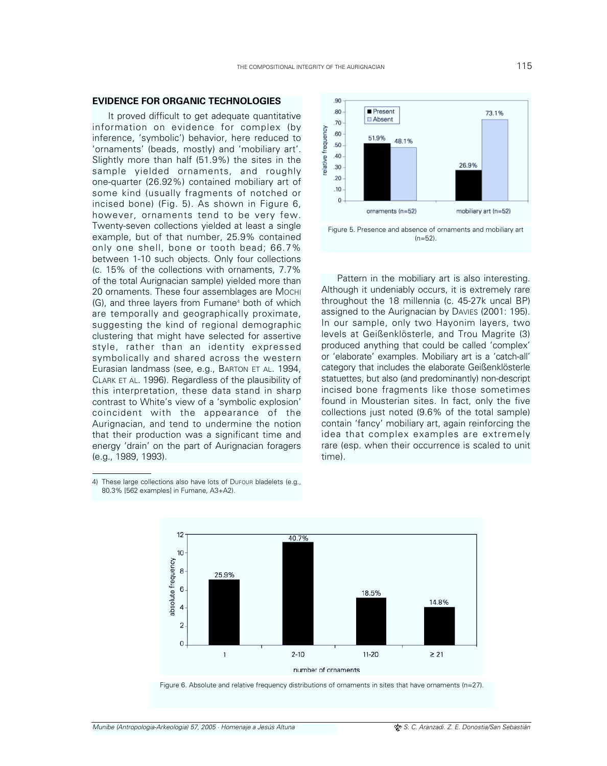## EVIDENCE FOR ORGANIC TECHNOLOGIES

It proved difficult to get adequate quantitative information on evidence for complex (by inference, 'symbolic') behavior, here reduced to 'ornaments' (beads, mostly) and 'mobiliary art'. Slightly more than half (51.9%) the sites in the sample yielded ornaments, and roughly one-quarter (26.92%) contained mobiliary art of some kind (usually fragments of notched or incised bone) (Fig. 5). As shown in Figure 6, however, ornaments tend to be very few. Twenty-seven collections yielded at least a single example, but of that number, 25.9% contained only one shell, bone or tooth bead; 66.7% between 1-10 such objects. Only four collections (c. 15% of the collections with ornaments, 7.7% of the total Aurignacian sample) yielded more than 20 ornaments. These four assemblages are MOCHI (G), and three layers from Fumane[4] both of which are temporally and geographically proximate, suggesting the kind of regional demographic clustering that might have selected for assertive style, rather than an identity expressed symbolically and shared across the western Eurasian landmass (see, e.g., BARTON ET AL. 1994, CLARK ET AL. 1996). Regardless of the plausibility of this interpretation, these data stand in sharp contrast to White's view of a 'symbolic explosion' coincident with the appearance of the Aurignacian, and tend to undermine the notion that their production was a significant time and energy 'drain' on the part of Aurignacian foragers (e.g., 1989, 1993).

4) These large collections also have lots of DUFOUR bladelets (e.g., 80.3% [562 examples] in Fumane, A3+A2).

Figure 5. Presence and absence of ornaments and mobiliary art (n=52).

Pattern in the mobiliary art is also interesting. Although it undeniably occurs, it is extremely rare throughout the 18 millennia (c. 45-27k uncal BP) assigned to the Aurignacian by DAVIES (2001: 195). In our sample, only two Hayonim layers, two levels at Geißenklösterle, and Trou Magrite (3) produced anything that could be called 'complex' or 'elaborate' examples. Mobiliary art is a 'catch-all' category that includes the elaborate Geißenklösterle statuettes, but also (and predominantly) non-descript incised bone fragments like those sometimes found in Mousterian sites. In fact, only the five collections just noted (9.6% of the total sample) contain 'fancy' mobiliary art, again reinforcing the idea that complex examples are extremely rare (esp. when their occurrence is scaled to unit time).

Figure 6. Absolute and relative frequency distributions of ornaments in sites that have ornaments (n=27).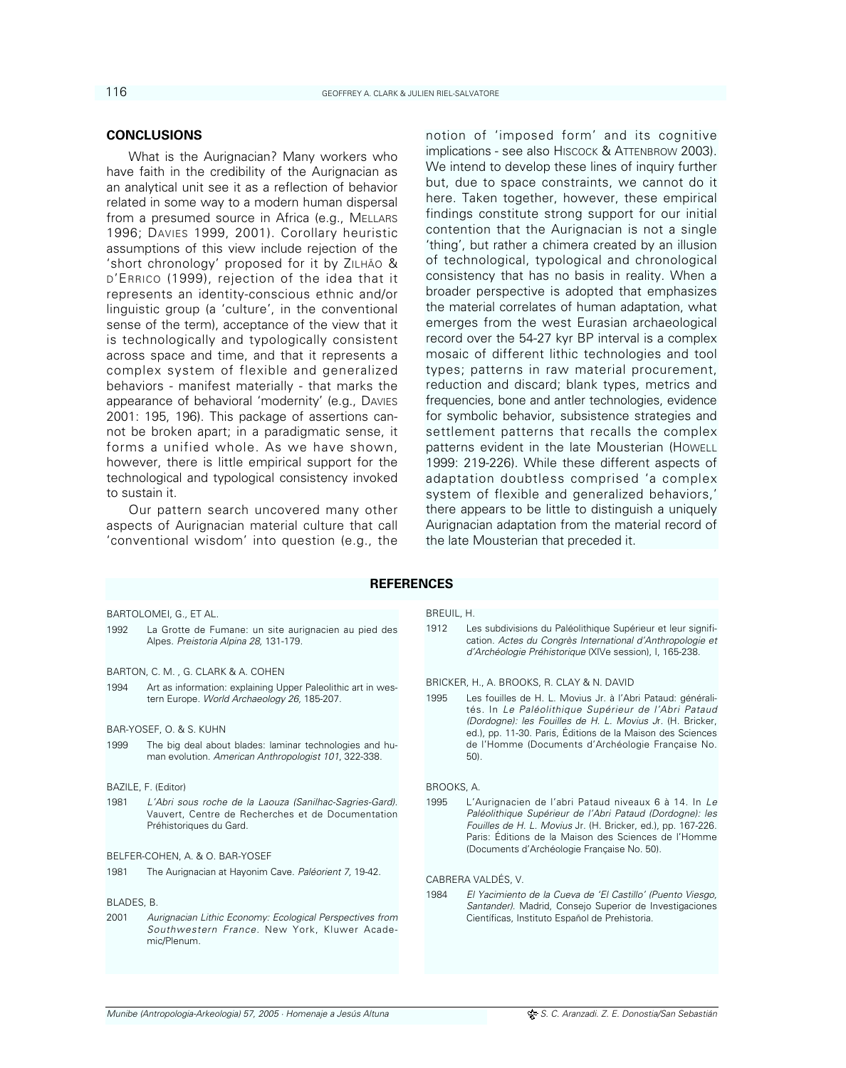## CONCLUSIONS

What is the Aurignacian? Many workers who have faith in the credibility of the Aurignacian as an analytical unit see it as a reflection of behavior related in some way to a modern human dispersal from a presumed source in Africa (e.g., MELLARS 1996; DAVIES 1999, 2001). Corollary heuristic assumptions of this view include rejection of the 'short chronology' proposed for it by ZILHÃO & D'ERRICO (1999), rejection of the idea that it represents an identity-conscious ethnic and/or linguistic group (a 'culture', in the conventional sense of the term), acceptance of the view that it is technologically and typologically consistent across space and time, and that it represents a complex system of flexible and generalized behaviors - manifest materially - that marks the appearance of behavioral 'modernity' (e.g., DAVIES 2001: 195, 196). This package of assertions cannot be broken apart; in a paradigmatic sense, it forms a unified whole. As we have shown, however, there is little empirical support for the technological and typological consistency invoked to sustain it.

Our pattern search uncovered many other aspects of Aurignacian material culture that call 'conventional wisdom' into question (e.g., the notion of 'imposed form' and its cognitive implications - see also HISCOCK & ATTENBROW 2003). We intend to develop these lines of inquiry further but, due to space constraints, we cannot do it here. Taken together, however, these empirical findings constitute strong support for our initial contention that the Aurignacian is not a single 'thing', but rather a chimera created by an illusion of technological, typological and chronological consistency that has no basis in reality. When a broader perspective is adopted that emphasizes the material correlates of human adaptation, what emerges from the west Eurasian archaeological record over the 54-27 kyr BP interval is a complex mosaic of different lithic technologies and tool types; patterns in raw material procurement, reduction and discard; blank types, metrics and frequencies, bone and antler technologies, evidence for symbolic behavior, subsistence strategies and settlement patterns that recalls the complex patterns evident in the late Mousterian (HOWELL 1999: 219-226). While these different aspects of adaptation doubtless comprised 'a complex system of flexible and generalized behaviors,' there appears to be little to distinguish a uniquely Aurignacian adaptation from the material record of the late Mousterian that preceded it.

## REFERENCES

BARTOLOMEI, G., ET AL.

1992 La Grotte de Fumane: un site aurignacien au pied des Alpes. *Preistoria Alpina 28*, 131-179.

BARTON, C. M. , G. CLARK & A. COHEN

1994 Art as information: explaining Upper Paleolithic art in western Europe. *World Archaeology 26*, 185-207.

BAR-YOSEF, O. & S. KUHN

1999 The big deal about blades: laminar technologies and human evolution. *American Anthropologist 101*, 322-338.

BAZILE, F. (Editor)

1981 *L'Abri sous roche de la Laouza (Sanilhac-Sagries-Gard)*. Vauvert, Centre de Recherches et de Documentation Préhistoriques du Gard.

BELFER-COHEN, A. & O. BAR-YOSEF

1981 The Aurignacian at Hayonim Cave. *Paléorient 7*, 19-42.

BLADES, B.

2001 *Aurignacian Lithic Economy: Ecological Perspectives from Southwestern France*. New York, Kluwer Academic/Plenum.

BREUIL, H.

1912 Les subdivisions du Paléolithique Supérieur et leur signification. *Actes du Congrès International d'Anthropologie et d'Archéologie Préhistorique* (XIVe session), I, 165-238.

BRICKER, H., A. BROOKS, R. CLAY & N. DAVID

1995 Les fouilles de H. L. Movius Jr. à l'Abri Pataud: généralités. In *Le Paléolithique Supérieur de l'Abri Pataud (Dordogne): les Fouilles de H. L. Movius Jr.* (H. Bricker, ed.), pp. 11-30. Paris, Éditions de la Maison des Sciences de l'Homme (Documents d'Archéologie Française No. 50).

BROOKS, A.

1995 L'Aurignacien de l'abri Pataud niveaux 6 à 14. In *Le Paléolithique Supérieur de l'Abri Pataud (Dordogne): les Fouilles de H. L. Movius Jr.* (H. Bricker, ed.), pp. 167-226. Paris: Éditions de la Maison des Sciences de l'Homme (Documents d'Archéologie Française No. 50).

CABRERA VALDÉS, V.

1984 *El Yacimiento de la Cueva de 'El Castillo' (Puento Viesgo, Santander)*. Madrid, Consejo Superior de Investigaciones Científicas, Instituto Español de Prehistoria.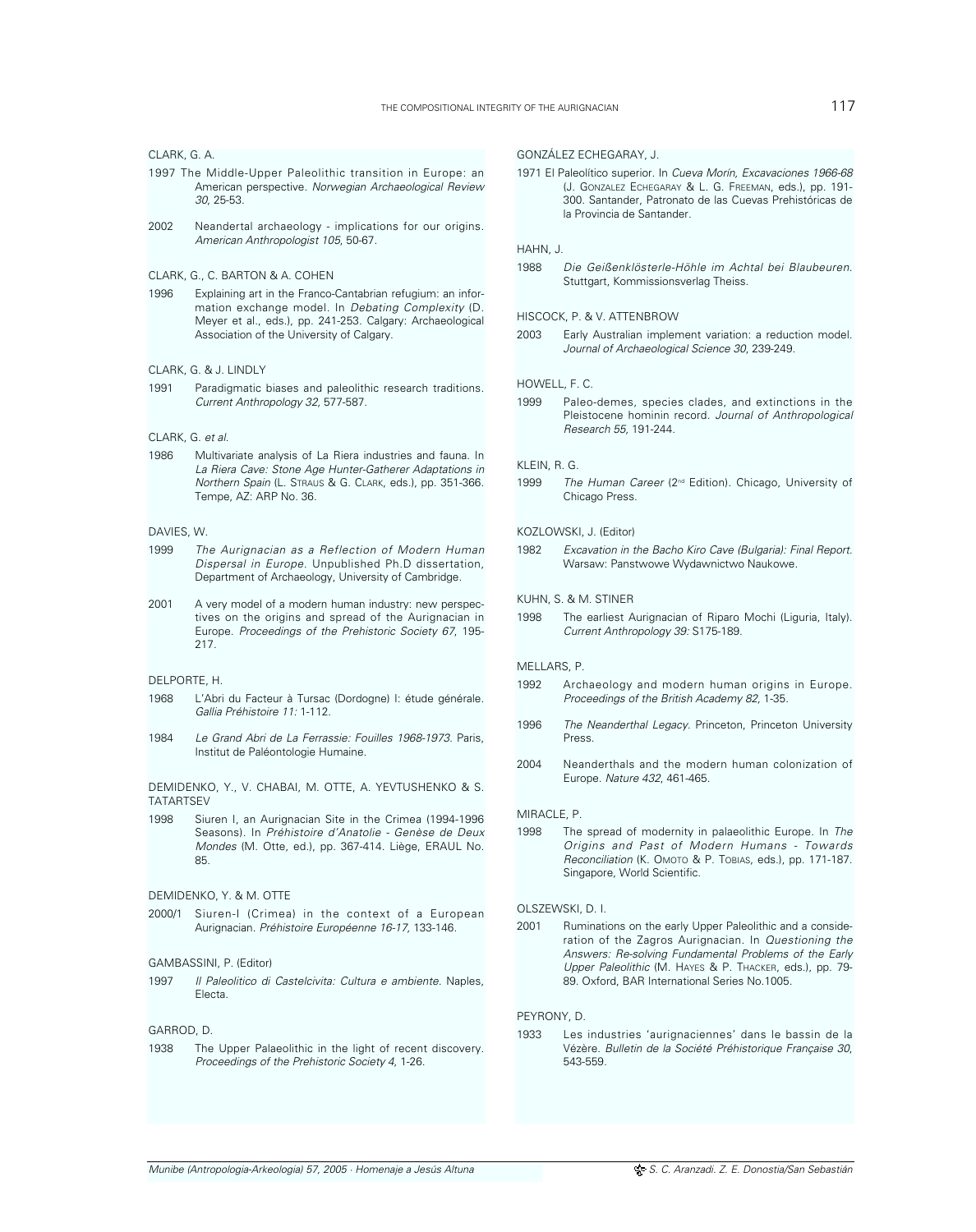CLARK, G. A.

1997 The Middle-Upper Paleolithic transition in Europe: an American perspective. *Norwegian Archaeological Review 30*, 25-53.

2002 Neandertal archaeology - implications for our origins. *American Anthropologist 105*, 50-67.

CLARK, G., C. BARTON & A. COHEN

1996 Explaining art in the Franco-Cantabrian refugium: an information exchange model. In *Debating Complexity* (D. Meyer et al., eds.), pp. 241-253. Calgary: Archaeological Association of the University of Calgary.

CLARK, G. & J. LINDLY

1991 Paradigmatic biases and paleolithic research traditions. *Current Anthropology 32*, 577-587.

CLARK, G. *et al.*

1986 Multivariate analysis of La Riera industries and fauna. In *La Riera Cave: Stone Age Hunter-Gatherer Adaptations in Northern Spain* (L. STRAUS & G. CLARK, eds.), pp. 351-366. Tempe, AZ: ARP No. 36.

DAVIES, W.

1999 *The Aurignacian as a Reflection of Modern Human Dispersal in Europe*. Unpublished Ph.D dissertation, Department of Archaeology, University of Cambridge.

2001 A very model of a modern human industry: new perspectives on the origins and spread of the Aurignacian in Europe. *Proceedings of the Prehistoric Society 67*, 195-217.

DELPORTE, H.

1968 L'Abri du Facteur à Tursac (Dordogne) I: étude générale. *Gallia Préhistoire 11:* 1-112.

1984 *Le Grand Abri de La Ferrassie: Fouilles 1968-1973*. Paris, Institut de Paléontologie Humaine.

DEMIDENKO, Y., V. CHABAI, M. OTTE, A. YEVTUSHENKO & S. TATARTSEV

1998 Siuren I, an Aurignacian Site in the Crimea (1994-1996 Seasons). In *Préhistoire d'Anatolie - Genèse de Deux Mondes* (M. Otte, ed.), pp. 367-414. Liège, ERAUL No. 85.

DEMIDENKO, Y. & M. OTTE

2000/1 Siuren-I (Crimea) in the context of a European Aurignacian. *Préhistoire Européenne 16-17*, 133-146.

GAMBASSINI, P. (Editor)

1997 *Il Paleolitico di Castelcivita: Cultura e ambiente*. Naples, Electa.

GARROD, D.

1938 The Upper Palaeolithic in the light of recent discovery. *Proceedings of the Prehistoric Society 4*, 1-26.

GONZÁLEZ ECHEGARAY, J.

1971 El Paleolítico superior. In *Cueva Morín, Excavaciones 1966-68* (J. GONZALEZ ECHEGARAY & L. G. FREEMAN, eds.), pp. 191-300. Santander, Patronato de las Cuevas Prehistóricas de la Provincia de Santander.

HAHN, J.

1988 *Die Geißenklösterle-Höhle im Achtal bei Blaubeuren*. Stuttgart, Kommissionsverlag Theiss.

HISCOCK, P. & V. ATTENBROW

2003 Early Australian implement variation: a reduction model. *Journal of Archaeological Science 30*, 239-249.

HOWELL, F. C.

1999 Paleo-demes, species clades, and extinctions in the Pleistocene hominin record. *Journal of Anthropological Research 55*, 191-244.

KLEIN, R. G.

1999 *The Human Career* (2nd Edition). Chicago, University of Chicago Press.

KOZLOWSKI, J. (Editor)

1982 *Excavation in the Bacho Kiro Cave (Bulgaria): Final Report*. Warsaw: Panstwowe Wydawnictwo Naukowe.

KUHN, S. & M. STINER

1998 The earliest Aurignacian of Riparo Mochi (Liguria, Italy). *Current Anthropology 39:* S175-189.

MELLARS, P.

1992 Archaeology and modern human origins in Europe. *Proceedings of the British Academy 82*, 1-35.

1996 *The Neanderthal Legacy*. Princeton, Princeton University Press.

2004 Neanderthals and the modern human colonization of Europe. *Nature 432*, 461-465.

MIRACLE, P.

1998 The spread of modernity in palaeolithic Europe. In *The Origins and Past of Modern Humans - Towards Reconciliation* (K. OMOTO & P. TOBIAS, eds.), pp. 171-187. Singapore, World Scientific.

OLSZEWSKI, D. I.

2001 Ruminations on the early Upper Paleolithic and a consideration of the Zagros Aurignacian. In *Questioning the Answers: Re-solving Fundamental Problems of the Early Upper Paleolithic* (M. HAYES & P. THACKER, eds.), pp. 79-89. Oxford, BAR International Series No.1005.

PEYRONY, D.

1933 Les industries 'aurignaciennes' dans le bassin de la Vézère. *Bulletin de la Société Préhistorique Française 30*, 543-559.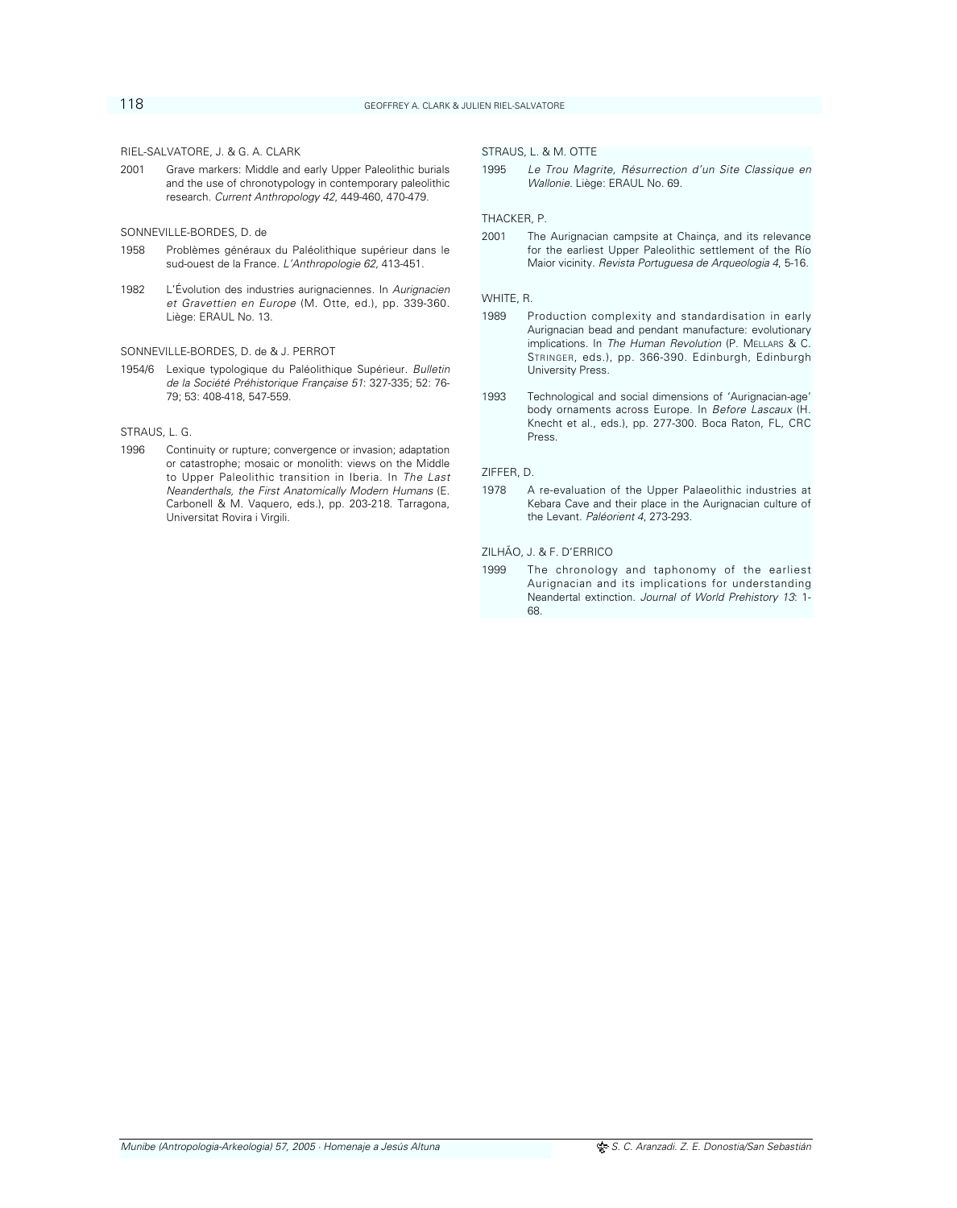RIEL-SALVATORE, J. & G. A. CLARK

2001 Grave markers: Middle and early Upper Paleolithic burials and the use of chronotypology in contemporary paleolithic research. *Current Anthropology 42*, 449-460, 470-479.

SONNEVILLE-BORDES, D. de

1958 Problèmes généraux du Paléolithique supérieur dans le sud-ouest de la France. *L'Anthropologie 62*, 413-451.

1982 L'Évolution des industries aurignaciennes. In *Aurignacien et Gravettien en Europe* (M. Otte, ed.), pp. 339-360. Liège: ERAUL No. 13.

SONNEVILLE-BORDES, D. de & J. PERROT

1954/6 Lexique typologique du Paléolithique Supérieur. *Bulletin de la Société Préhistorique Française 51*: 327-335; 52: 76-79; 53: 408-418, 547-559.

STRAUS, L. G.

1996 Continuity or rupture; convergence or invasion; adaptation or catastrophe; mosaic or monolith: views on the Middle to Upper Paleolithic transition in Iberia. In *The Last Neanderthals, the First Anatomically Modern Humans* (E. Carbonell & M. Vaquero, eds.), pp. 203-218. Tarragona, Universitat Rovira i Virgili.

STRAUS, L. & M. OTTE

1995 *Le Trou Magrite, Résurrection d'un Site Classique en Wallonie.* Liège: ERAUL No. 69.

THACKER, P.

2001 The Aurignacian campsite at Chainça, and its relevance for the earliest Upper Paleolithic settlement of the Río Maior vicinity. *Revista Portuguesa de Arqueologia 4*, 5-16.

WHITE, R.

1989 Production complexity and standardisation in early Aurignacian bead and pendant manufacture: evolutionary implications. In *The Human Revolution* (P. Mellars & C. Stringer, eds.), pp. 366-390. Edinburgh, Edinburgh University Press.

1993 Technological and social dimensions of 'Aurignacian-age' body ornaments across Europe. In *Before Lascaux* (H. Knecht et al., eds.), pp. 277-300. Boca Raton, FL, CRC Press.

ZIFFER, D.

1978 A re-evaluation of the Upper Palaeolithic industries at Kebara Cave and their place in the Aurignacian culture of the Levant. *Paléorient 4*, 273-293.

ZILHÃO, J. & F. D'ERRICO

1999 The chronology and taphonomy of the earliest Aurignacian and its implications for understanding Neandertal extinction. *Journal of World Prehistory 13*: 1-68.